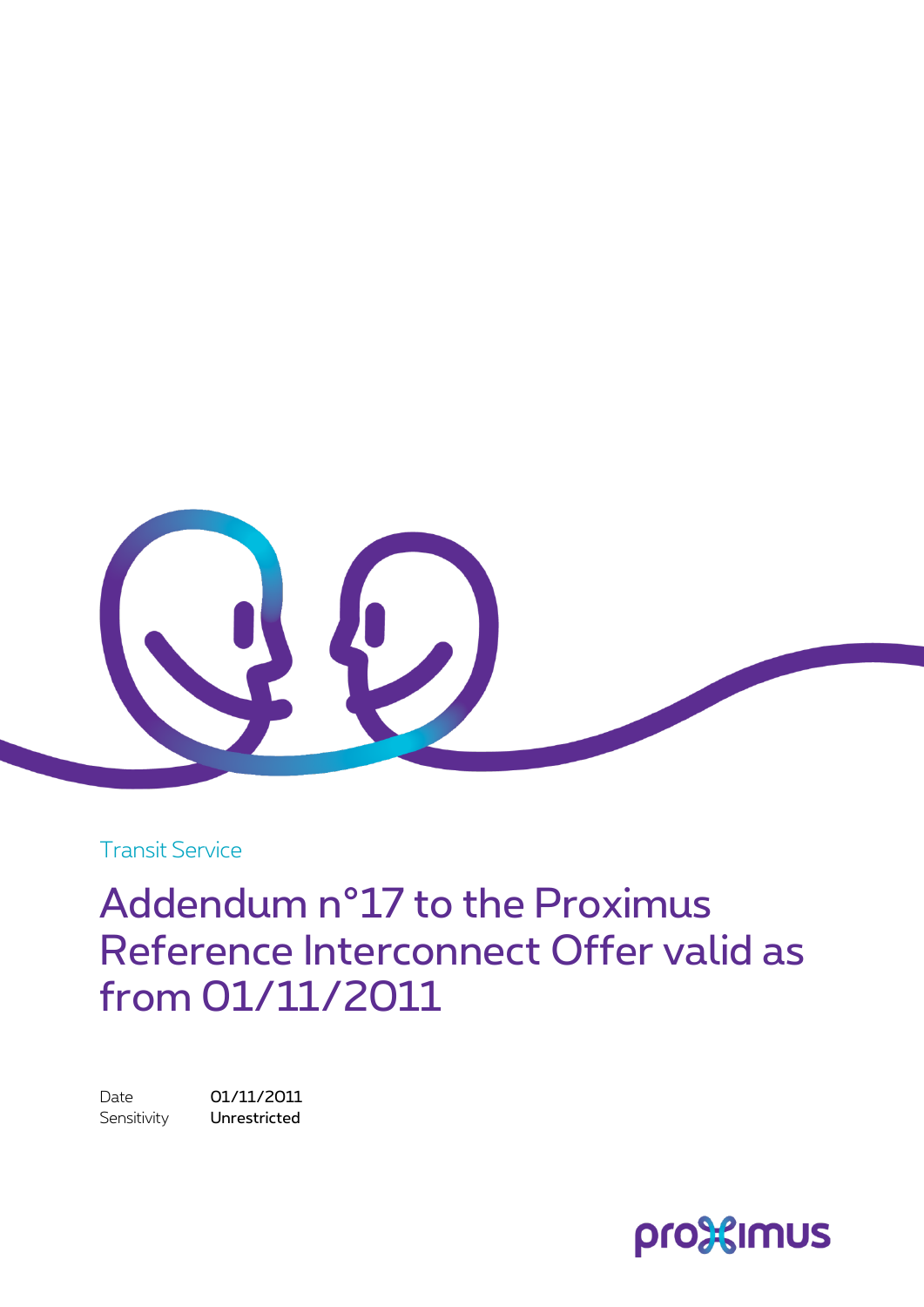Transit Service

# Addendum n°17 to the Proximus Reference Interconnect Offer valid as from 01/11/2011

Date 01/11/2011

Sensitivity **Unrestricted**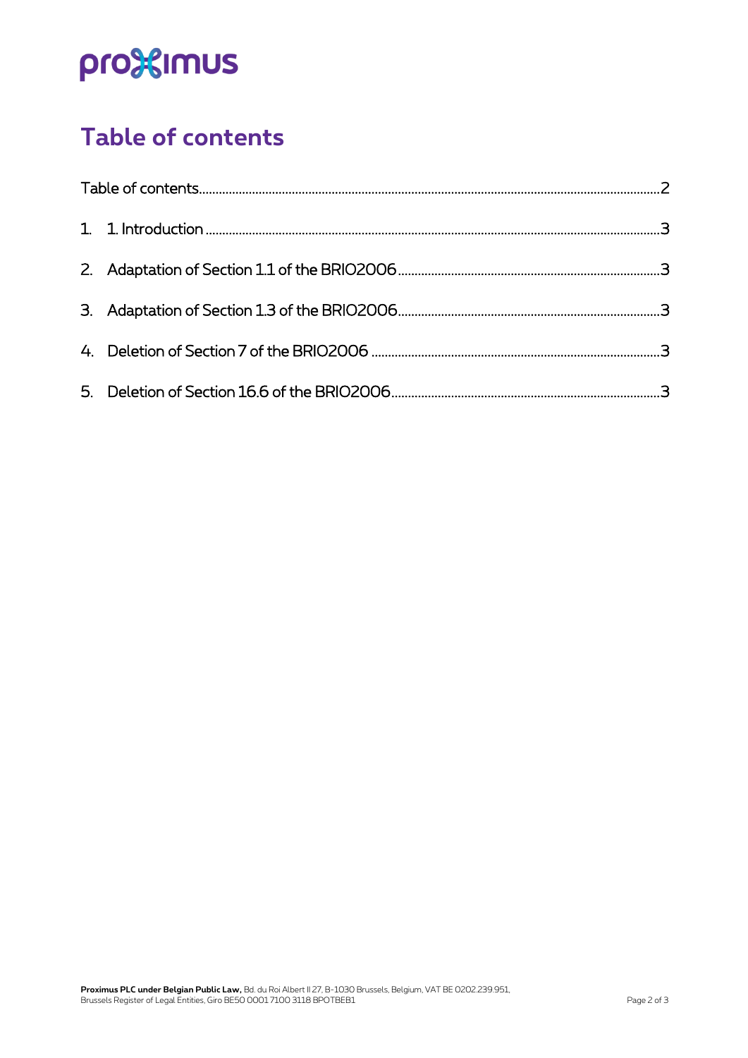# Table of contents

Table of contents ..... 2

1. 1. Introduction ..... 3
2. Adaptation of Section 1.1 of the BRIO2006 ..... 3
3. Adaptation of Section 1.3 of the BRIO2006 ..... 3
4. Deletion of Section 7 of the BRIO2006 ..... 3
5. Deletion of Section 16.6 of the BRIO2006 ..... 3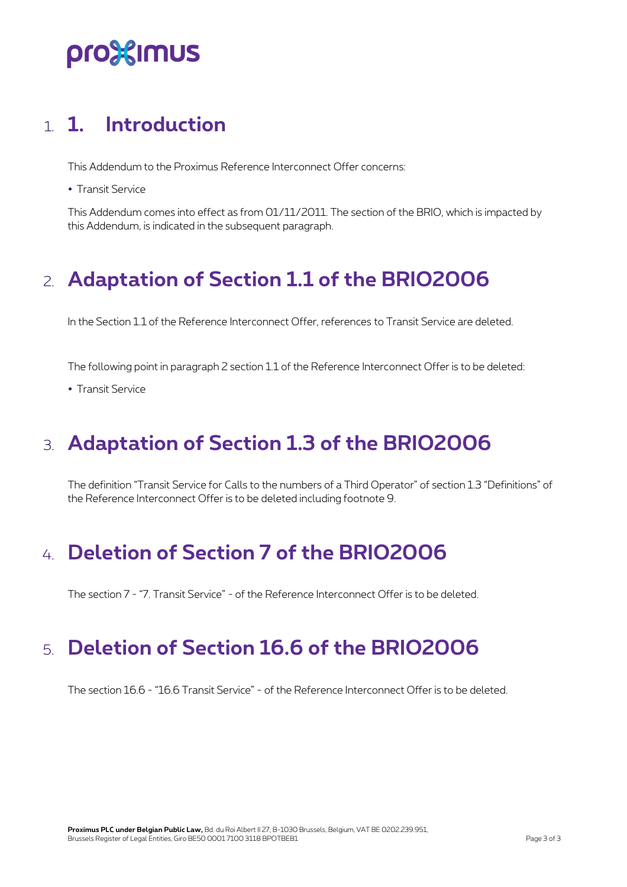# 1. Introduction

This Addendum to the Proximus Reference Interconnect Offer concerns:

- Transit Service

This Addendum comes into effect as from 01/11/2011. The section of the BRIO, which is impacted by this Addendum, is indicated in the subsequent paragraph.

# 2. Adaptation of Section 1.1 of the BRIO2006

In the Section 1.1 of the Reference Interconnect Offer, references to Transit Service are deleted.

The following point in paragraph 2 section 1.1 of the Reference Interconnect Offer is to be deleted:

- Transit Service

# 3. Adaptation of Section 1.3 of the BRIO2006

The definition "Transit Service for Calls to the numbers of a Third Operator" of section 1.3 "Definitions" of the Reference Interconnect Offer is to be deleted including footnote 9.

# 4. Deletion of Section 7 of the BRIO2006

The section 7 - "7. Transit Service" - of the Reference Interconnect Offer is to be deleted.

# 5. Deletion of Section 16.6 of the BRIO2006

The section 16.6 - "16.6 Transit Service" - of the Reference Interconnect Offer is to be deleted.

**Proximus PLC under Belgian Public Law,** Bd. du Roi Albert II 27, B-1030 Brussels, Belgium, VAT BE 0202.239.951, Brussels Register of Legal Entities, Giro BE50 0001 7100 3118 BPOTBEB1